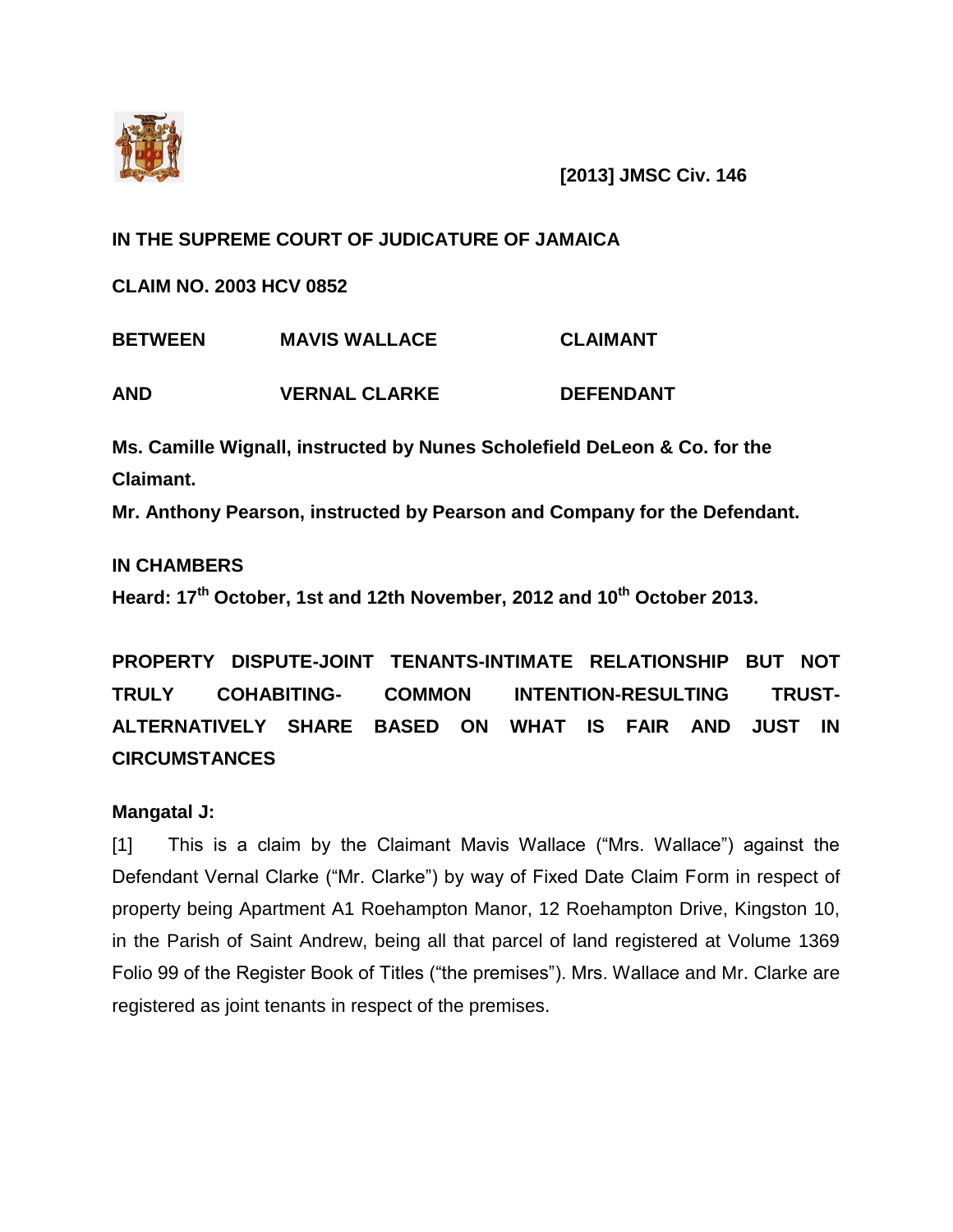**[2013] JMSC Civ. 146**

**IN THE SUPREME COURT OF JUDICATURE OF JAMAICA**

**CLAIM NO. 2003 HCV 0852**

| | | |
|---|---|---|
| **BETWEEN** | **MAVIS WALLACE** | **CLAIMANT** |
| **AND** | **VERNAL CLARKE** | **DEFENDANT** |

**Ms. Camille Wignall, instructed by Nunes Scholefield DeLeon & Co. for the Claimant.**

**Mr. Anthony Pearson, instructed by Pearson and Company for the Defendant.**

**IN CHAMBERS**

**Heard: 17th October, 1st and 12th November, 2012 and 10th October 2013.**

**PROPERTY DISPUTE-JOINT TENANTS-INTIMATE RELATIONSHIP BUT NOT TRULY COHABITING- COMMON INTENTION-RESULTING TRUST-ALTERNATIVELY SHARE BASED ON WHAT IS FAIR AND JUST IN CIRCUMSTANCES**

**Mangatal J:**

[1] This is a claim by the Claimant Mavis Wallace ("Mrs. Wallace") against the Defendant Vernal Clarke ("Mr. Clarke") by way of Fixed Date Claim Form in respect of property being Apartment A1 Roehampton Manor, 12 Roehampton Drive, Kingston 10, in the Parish of Saint Andrew, being all that parcel of land registered at Volume 1369 Folio 99 of the Register Book of Titles ("the premises"). Mrs. Wallace and Mr. Clarke are registered as joint tenants in respect of the premises.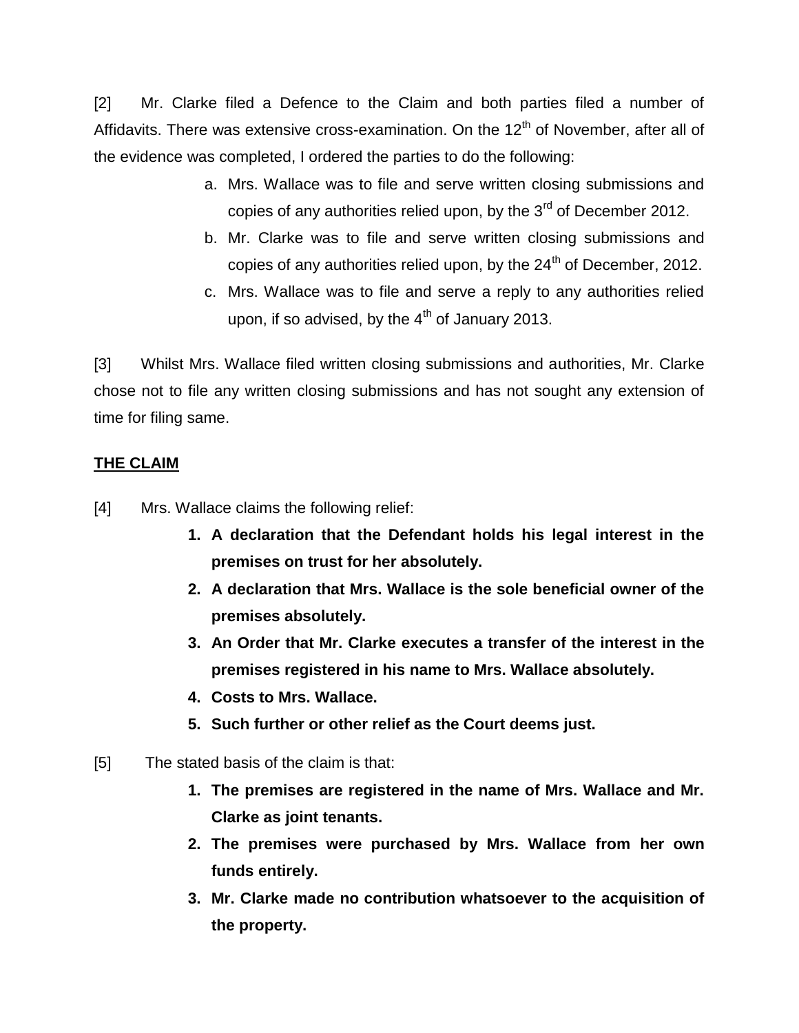[2] Mr. Clarke filed a Defence to the Claim and both parties filed a number of Affidavits. There was extensive cross-examination. On the 12th of November, after all of the evidence was completed, I ordered the parties to do the following:

a. Mrs. Wallace was to file and serve written closing submissions and copies of any authorities relied upon, by the 3rd of December 2012.

b. Mr. Clarke was to file and serve written closing submissions and copies of any authorities relied upon, by the 24th of December, 2012.

c. Mrs. Wallace was to file and serve a reply to any authorities relied upon, if so advised, by the 4th of January 2013.

[3] Whilst Mrs. Wallace filed written closing submissions and authorities, Mr. Clarke chose not to file any written closing submissions and has not sought any extension of time for filing same.

**<u>THE CLAIM</u>**

[4] Mrs. Wallace claims the following relief:

1. **A declaration that the Defendant holds his legal interest in the premises on trust for her absolutely.**
2. **A declaration that Mrs. Wallace is the sole beneficial owner of the premises absolutely.**
3. **An Order that Mr. Clarke executes a transfer of the interest in the premises registered in his name to Mrs. Wallace absolutely.**
4. **Costs to Mrs. Wallace.**
5. **Such further or other relief as the Court deems just.**

[5] The stated basis of the claim is that:

1. **The premises are registered in the name of Mrs. Wallace and Mr. Clarke as joint tenants.**
2. **The premises were purchased by Mrs. Wallace from her own funds entirely.**
3. **Mr. Clarke made no contribution whatsoever to the acquisition of the property.**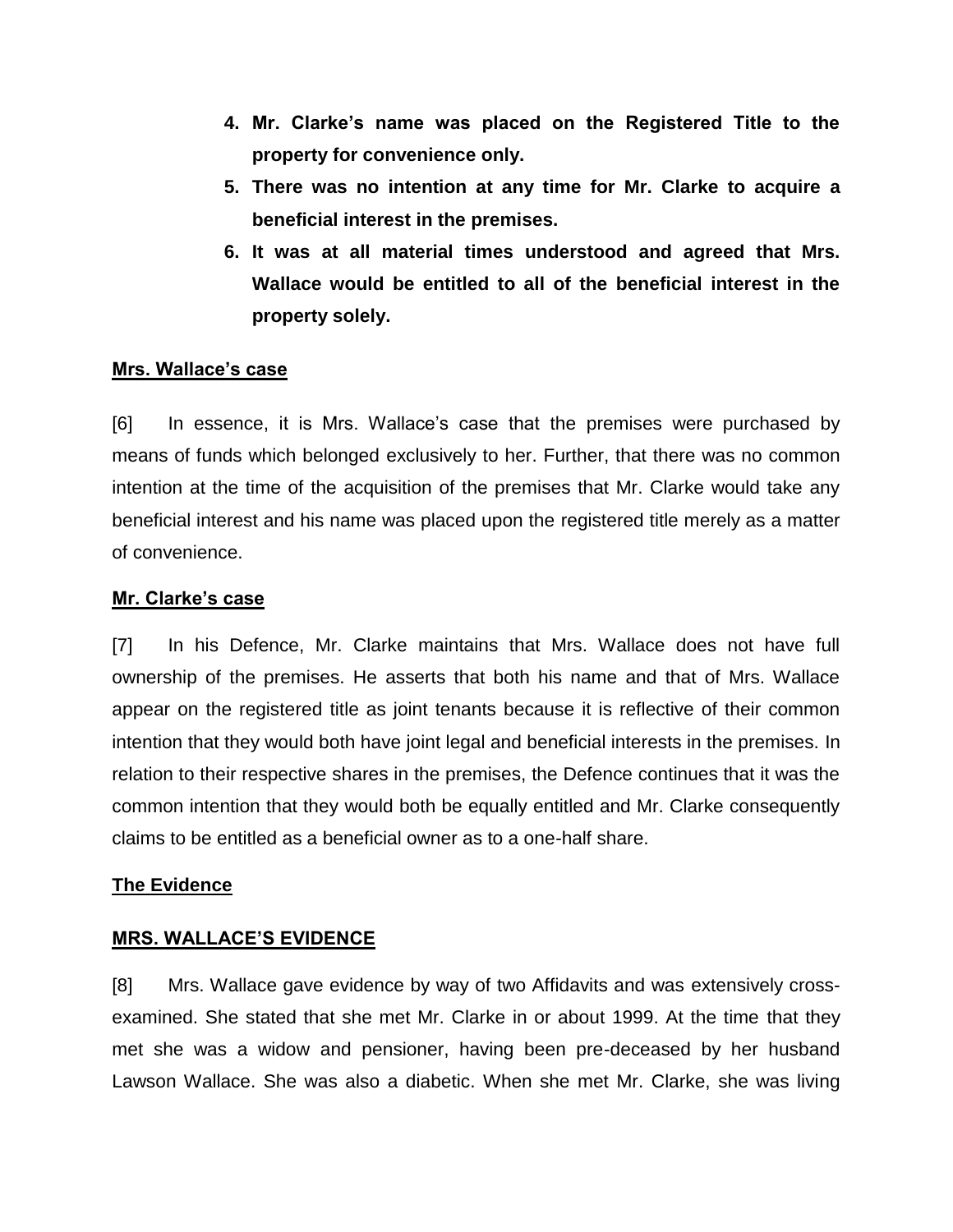4. **Mr. Clarke's name was placed on the Registered Title to the property for convenience only.**
5. **There was no intention at any time for Mr. Clarke to acquire a beneficial interest in the premises.**
6. **It was at all material times understood and agreed that Mrs. Wallace would be entitled to all of the beneficial interest in the property solely.**

**Mrs. Wallace's case**

[6] In essence, it is Mrs. Wallace's case that the premises were purchased by means of funds which belonged exclusively to her. Further, that there was no common intention at the time of the acquisition of the premises that Mr. Clarke would take any beneficial interest and his name was placed upon the registered title merely as a matter of convenience.

**Mr. Clarke's case**

[7] In his Defence, Mr. Clarke maintains that Mrs. Wallace does not have full ownership of the premises. He asserts that both his name and that of Mrs. Wallace appear on the registered title as joint tenants because it is reflective of their common intention that they would both have joint legal and beneficial interests in the premises. In relation to their respective shares in the premises, the Defence continues that it was the common intention that they would both be equally entitled and Mr. Clarke consequently claims to be entitled as a beneficial owner as to a one-half share.

**The Evidence**

**MRS. WALLACE'S EVIDENCE**

[8] Mrs. Wallace gave evidence by way of two Affidavits and was extensively cross-examined. She stated that she met Mr. Clarke in or about 1999. At the time that they met she was a widow and pensioner, having been pre-deceased by her husband Lawson Wallace. She was also a diabetic. When she met Mr. Clarke, she was living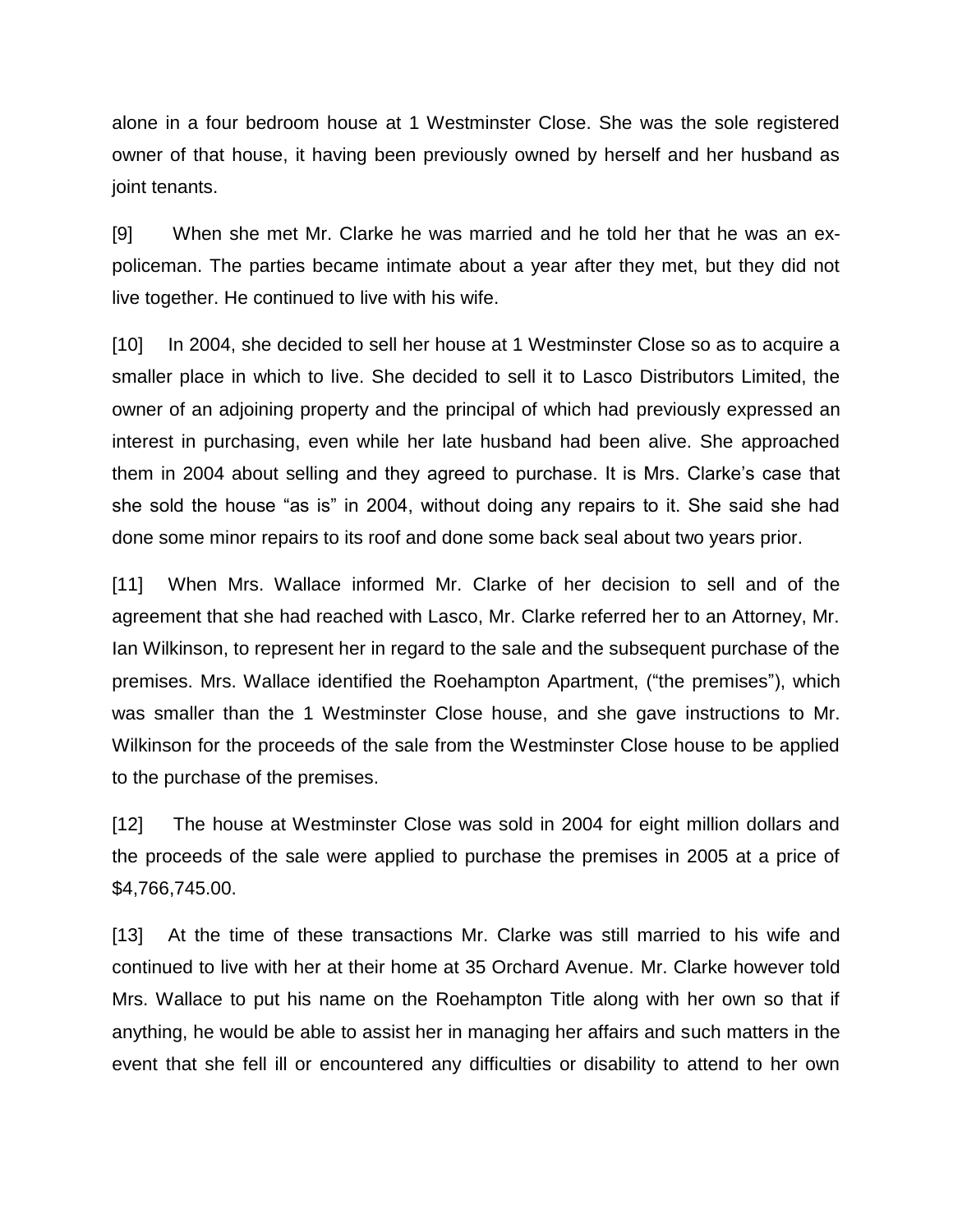alone in a four bedroom house at 1 Westminster Close. She was the sole registered owner of that house, it having been previously owned by herself and her husband as joint tenants.

[9] When she met Mr. Clarke he was married and he told her that he was an ex-policeman. The parties became intimate about a year after they met, but they did not live together. He continued to live with his wife.

[10] In 2004, she decided to sell her house at 1 Westminster Close so as to acquire a smaller place in which to live. She decided to sell it to Lasco Distributors Limited, the owner of an adjoining property and the principal of which had previously expressed an interest in purchasing, even while her late husband had been alive. She approached them in 2004 about selling and they agreed to purchase. It is Mrs. Clarke's case that she sold the house "as is" in 2004, without doing any repairs to it. She said she had done some minor repairs to its roof and done some back seal about two years prior.

[11] When Mrs. Wallace informed Mr. Clarke of her decision to sell and of the agreement that she had reached with Lasco, Mr. Clarke referred her to an Attorney, Mr. Ian Wilkinson, to represent her in regard to the sale and the subsequent purchase of the premises. Mrs. Wallace identified the Roehampton Apartment, ("the premises"), which was smaller than the 1 Westminster Close house, and she gave instructions to Mr. Wilkinson for the proceeds of the sale from the Westminster Close house to be applied to the purchase of the premises.

[12] The house at Westminster Close was sold in 2004 for eight million dollars and the proceeds of the sale were applied to purchase the premises in 2005 at a price of $4,766,745.00.

[13] At the time of these transactions Mr. Clarke was still married to his wife and continued to live with her at their home at 35 Orchard Avenue. Mr. Clarke however told Mrs. Wallace to put his name on the Roehampton Title along with her own so that if anything, he would be able to assist her in managing her affairs and such matters in the event that she fell ill or encountered any difficulties or disability to attend to her own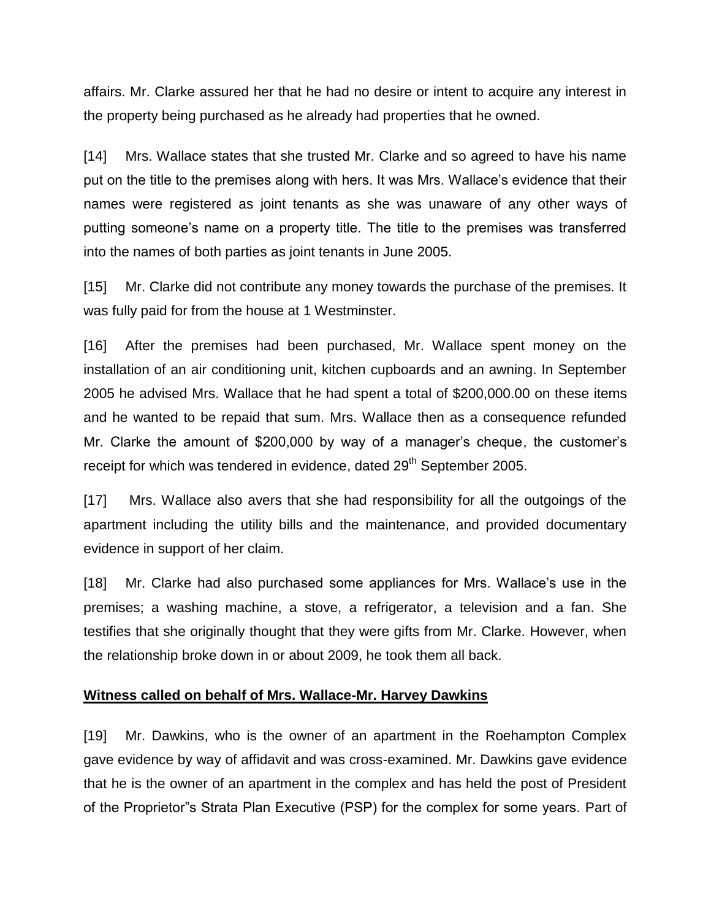affairs. Mr. Clarke assured her that he had no desire or intent to acquire any interest in the property being purchased as he already had properties that he owned.

[14] Mrs. Wallace states that she trusted Mr. Clarke and so agreed to have his name put on the title to the premises along with hers. It was Mrs. Wallace's evidence that their names were registered as joint tenants as she was unaware of any other ways of putting someone's name on a property title. The title to the premises was transferred into the names of both parties as joint tenants in June 2005.

[15] Mr. Clarke did not contribute any money towards the purchase of the premises. It was fully paid for from the house at 1 Westminster.

[16] After the premises had been purchased, Mr. Wallace spent money on the installation of an air conditioning unit, kitchen cupboards and an awning. In September 2005 he advised Mrs. Wallace that he had spent a total of $200,000.00 on these items and he wanted to be repaid that sum. Mrs. Wallace then as a consequence refunded Mr. Clarke the amount of $200,000 by way of a manager's cheque, the customer's receipt for which was tendered in evidence, dated 29th September 2005.

[17] Mrs. Wallace also avers that she had responsibility for all the outgoings of the apartment including the utility bills and the maintenance, and provided documentary evidence in support of her claim.

[18] Mr. Clarke had also purchased some appliances for Mrs. Wallace's use in the premises; a washing machine, a stove, a refrigerator, a television and a fan. She testifies that she originally thought that they were gifts from Mr. Clarke. However, when the relationship broke down in or about 2009, he took them all back.

**Witness called on behalf of Mrs. Wallace-Mr. Harvey Dawkins**

[19] Mr. Dawkins, who is the owner of an apartment in the Roehampton Complex gave evidence by way of affidavit and was cross-examined. Mr. Dawkins gave evidence that he is the owner of an apartment in the complex and has held the post of President of the Proprietor"s Strata Plan Executive (PSP) for the complex for some years. Part of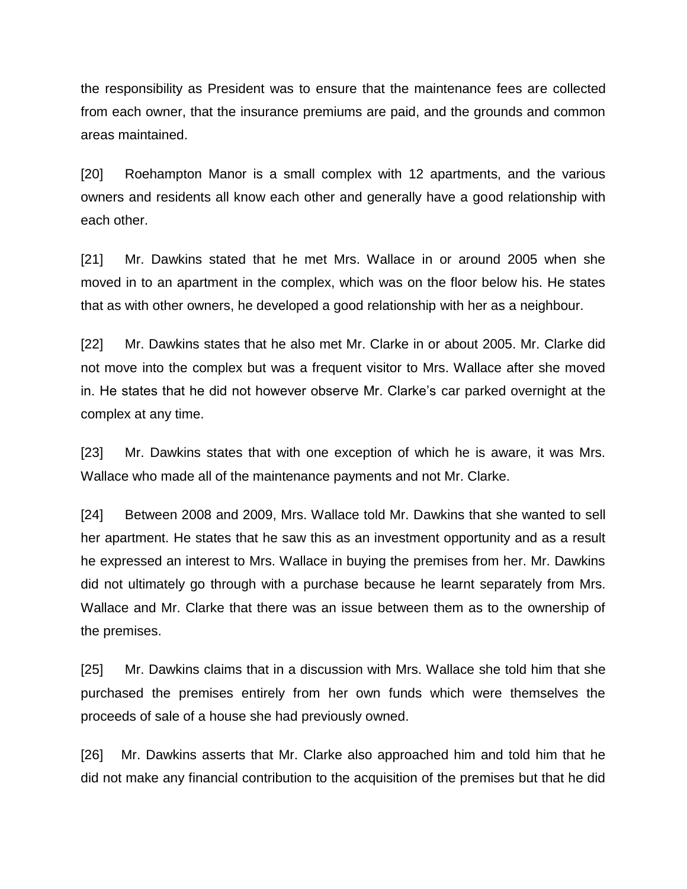the responsibility as President was to ensure that the maintenance fees are collected from each owner, that the insurance premiums are paid, and the grounds and common areas maintained.

[20] Roehampton Manor is a small complex with 12 apartments, and the various owners and residents all know each other and generally have a good relationship with each other.

[21] Mr. Dawkins stated that he met Mrs. Wallace in or around 2005 when she moved in to an apartment in the complex, which was on the floor below his. He states that as with other owners, he developed a good relationship with her as a neighbour.

[22] Mr. Dawkins states that he also met Mr. Clarke in or about 2005. Mr. Clarke did not move into the complex but was a frequent visitor to Mrs. Wallace after she moved in. He states that he did not however observe Mr. Clarke's car parked overnight at the complex at any time.

[23] Mr. Dawkins states that with one exception of which he is aware, it was Mrs. Wallace who made all of the maintenance payments and not Mr. Clarke.

[24] Between 2008 and 2009, Mrs. Wallace told Mr. Dawkins that she wanted to sell her apartment. He states that he saw this as an investment opportunity and as a result he expressed an interest to Mrs. Wallace in buying the premises from her. Mr. Dawkins did not ultimately go through with a purchase because he learnt separately from Mrs. Wallace and Mr. Clarke that there was an issue between them as to the ownership of the premises.

[25] Mr. Dawkins claims that in a discussion with Mrs. Wallace she told him that she purchased the premises entirely from her own funds which were themselves the proceeds of sale of a house she had previously owned.

[26] Mr. Dawkins asserts that Mr. Clarke also approached him and told him that he did not make any financial contribution to the acquisition of the premises but that he did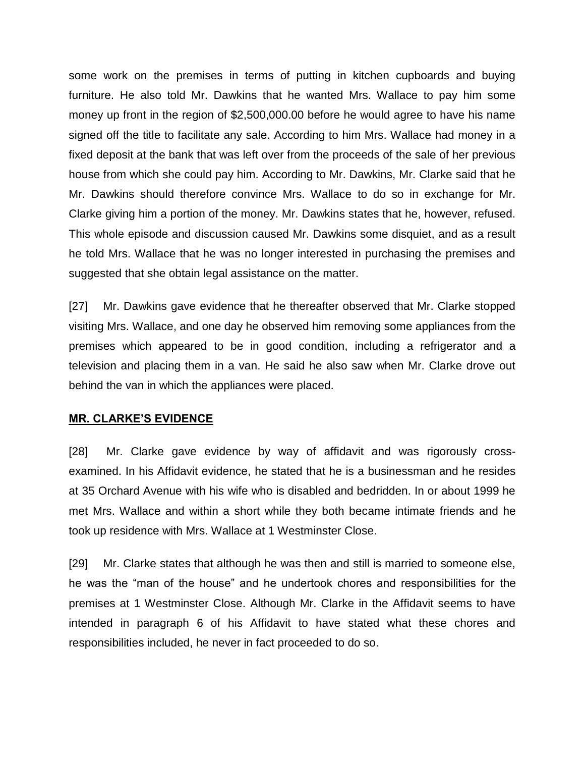some work on the premises in terms of putting in kitchen cupboards and buying furniture. He also told Mr. Dawkins that he wanted Mrs. Wallace to pay him some money up front in the region of $2,500,000.00 before he would agree to have his name signed off the title to facilitate any sale. According to him Mrs. Wallace had money in a fixed deposit at the bank that was left over from the proceeds of the sale of her previous house from which she could pay him. According to Mr. Dawkins, Mr. Clarke said that he Mr. Dawkins should therefore convince Mrs. Wallace to do so in exchange for Mr. Clarke giving him a portion of the money. Mr. Dawkins states that he, however, refused. This whole episode and discussion caused Mr. Dawkins some disquiet, and as a result he told Mrs. Wallace that he was no longer interested in purchasing the premises and suggested that she obtain legal assistance on the matter.

[27] Mr. Dawkins gave evidence that he thereafter observed that Mr. Clarke stopped visiting Mrs. Wallace, and one day he observed him removing some appliances from the premises which appeared to be in good condition, including a refrigerator and a television and placing them in a van. He said he also saw when Mr. Clarke drove out behind the van in which the appliances were placed.

## MR. CLARKE'S EVIDENCE

[28] Mr. Clarke gave evidence by way of affidavit and was rigorously cross-examined. In his Affidavit evidence, he stated that he is a businessman and he resides at 35 Orchard Avenue with his wife who is disabled and bedridden. In or about 1999 he met Mrs. Wallace and within a short while they both became intimate friends and he took up residence with Mrs. Wallace at 1 Westminster Close.

[29] Mr. Clarke states that although he was then and still is married to someone else, he was the "man of the house" and he undertook chores and responsibilities for the premises at 1 Westminster Close. Although Mr. Clarke in the Affidavit seems to have intended in paragraph 6 of his Affidavit to have stated what these chores and responsibilities included, he never in fact proceeded to do so.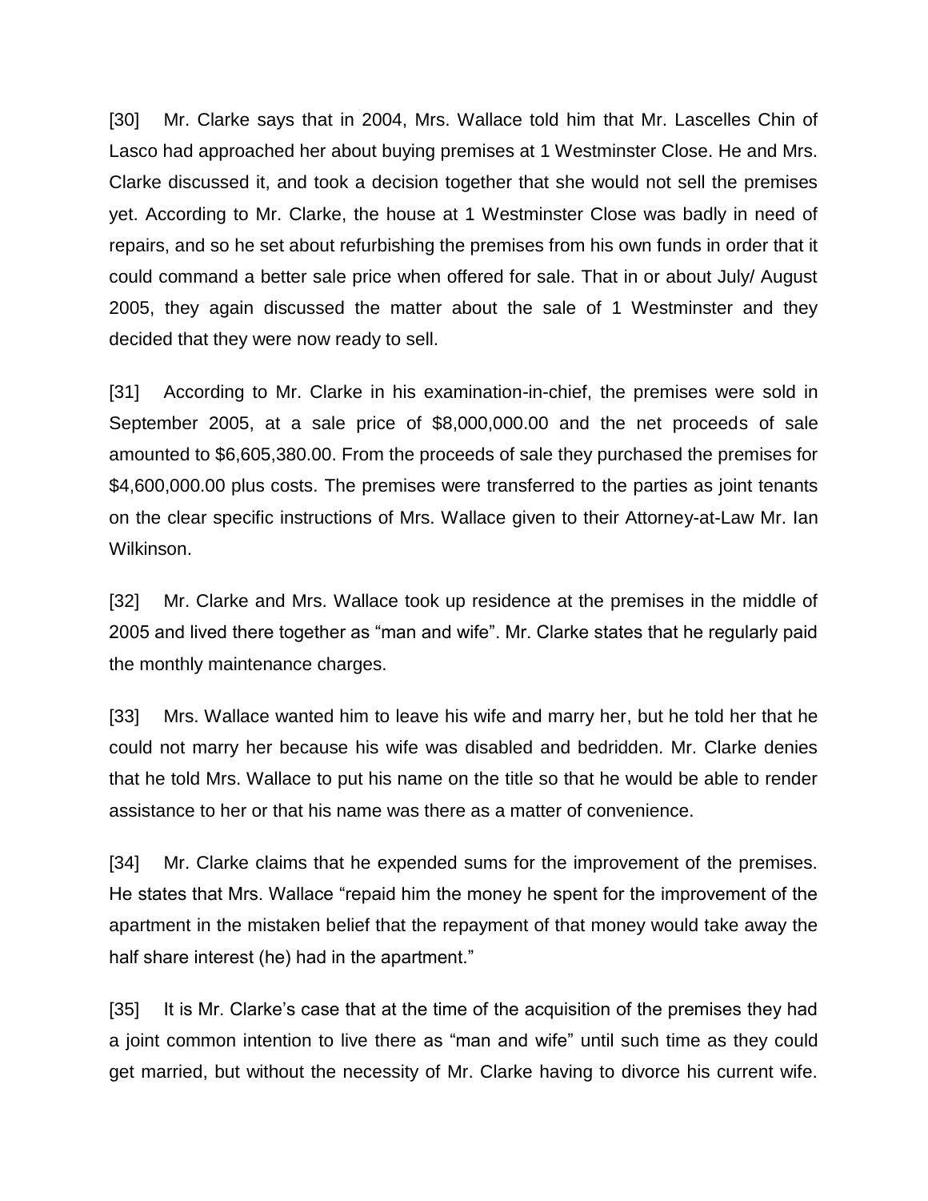[30] Mr. Clarke says that in 2004, Mrs. Wallace told him that Mr. Lascelles Chin of Lasco had approached her about buying premises at 1 Westminster Close. He and Mrs. Clarke discussed it, and took a decision together that she would not sell the premises yet. According to Mr. Clarke, the house at 1 Westminster Close was badly in need of repairs, and so he set about refurbishing the premises from his own funds in order that it could command a better sale price when offered for sale. That in or about July/ August 2005, they again discussed the matter about the sale of 1 Westminster and they decided that they were now ready to sell.

[31] According to Mr. Clarke in his examination-in-chief, the premises were sold in September 2005, at a sale price of $8,000,000.00 and the net proceeds of sale amounted to $6,605,380.00. From the proceeds of sale they purchased the premises for $4,600,000.00 plus costs. The premises were transferred to the parties as joint tenants on the clear specific instructions of Mrs. Wallace given to their Attorney-at-Law Mr. Ian Wilkinson.

[32] Mr. Clarke and Mrs. Wallace took up residence at the premises in the middle of 2005 and lived there together as "man and wife". Mr. Clarke states that he regularly paid the monthly maintenance charges.

[33] Mrs. Wallace wanted him to leave his wife and marry her, but he told her that he could not marry her because his wife was disabled and bedridden. Mr. Clarke denies that he told Mrs. Wallace to put his name on the title so that he would be able to render assistance to her or that his name was there as a matter of convenience.

[34] Mr. Clarke claims that he expended sums for the improvement of the premises. He states that Mrs. Wallace "repaid him the money he spent for the improvement of the apartment in the mistaken belief that the repayment of that money would take away the half share interest (he) had in the apartment."

[35] It is Mr. Clarke's case that at the time of the acquisition of the premises they had a joint common intention to live there as "man and wife" until such time as they could get married, but without the necessity of Mr. Clarke having to divorce his current wife.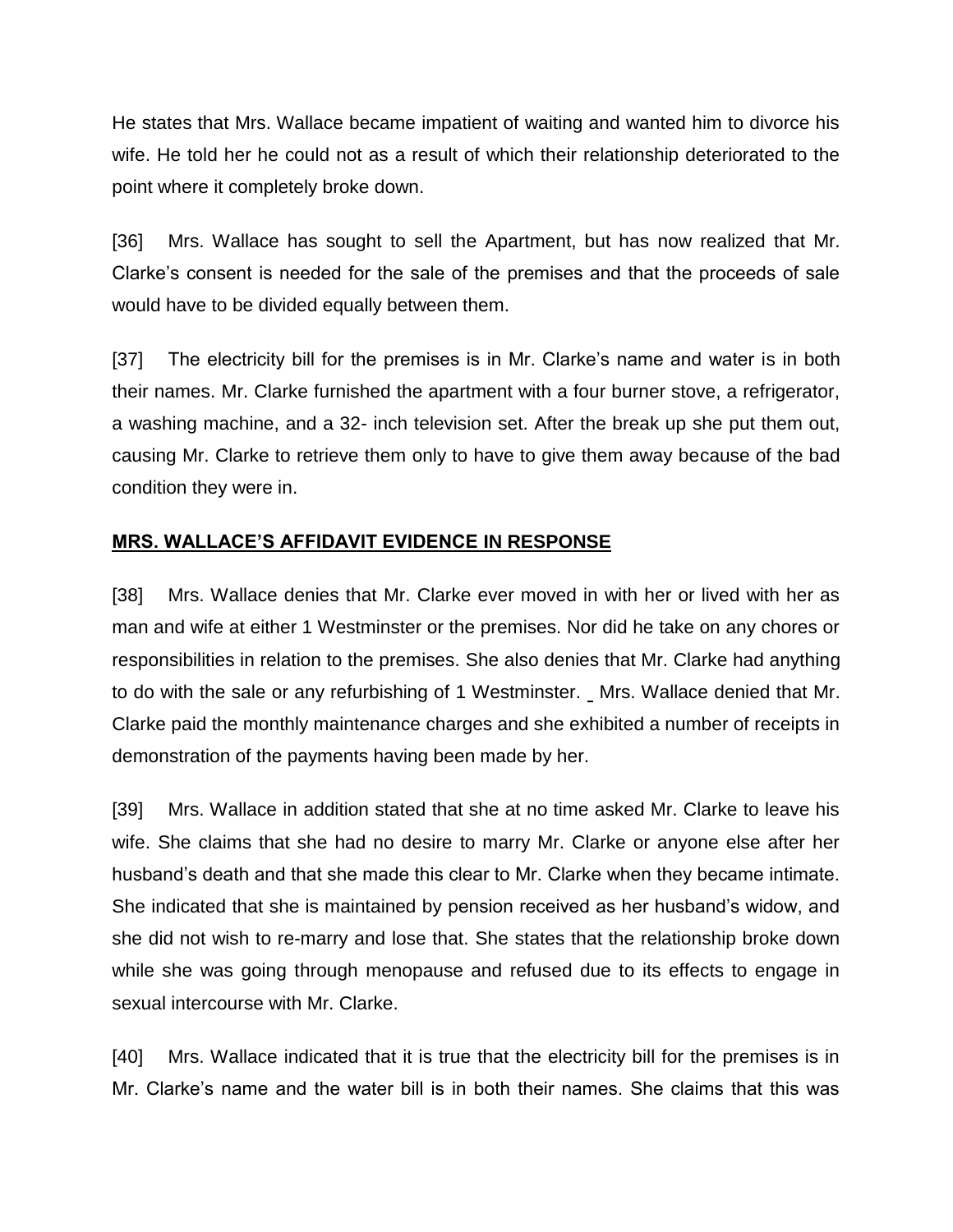He states that Mrs. Wallace became impatient of waiting and wanted him to divorce his wife. He told her he could not as a result of which their relationship deteriorated to the point where it completely broke down.

[36] Mrs. Wallace has sought to sell the Apartment, but has now realized that Mr. Clarke's consent is needed for the sale of the premises and that the proceeds of sale would have to be divided equally between them.

[37] The electricity bill for the premises is in Mr. Clarke's name and water is in both their names. Mr. Clarke furnished the apartment with a four burner stove, a refrigerator, a washing machine, and a 32- inch television set. After the break up she put them out, causing Mr. Clarke to retrieve them only to have to give them away because of the bad condition they were in.

## MRS. WALLACE'S AFFIDAVIT EVIDENCE IN RESPONSE

[38] Mrs. Wallace denies that Mr. Clarke ever moved in with her or lived with her as man and wife at either 1 Westminster or the premises. Nor did he take on any chores or responsibilities in relation to the premises. She also denies that Mr. Clarke had anything to do with the sale or any refurbishing of 1 Westminster. Mrs. Wallace denied that Mr. Clarke paid the monthly maintenance charges and she exhibited a number of receipts in demonstration of the payments having been made by her.

[39] Mrs. Wallace in addition stated that she at no time asked Mr. Clarke to leave his wife. She claims that she had no desire to marry Mr. Clarke or anyone else after her husband's death and that she made this clear to Mr. Clarke when they became intimate. She indicated that she is maintained by pension received as her husband's widow, and she did not wish to re-marry and lose that. She states that the relationship broke down while she was going through menopause and refused due to its effects to engage in sexual intercourse with Mr. Clarke.

[40] Mrs. Wallace indicated that it is true that the electricity bill for the premises is in Mr. Clarke's name and the water bill is in both their names. She claims that this was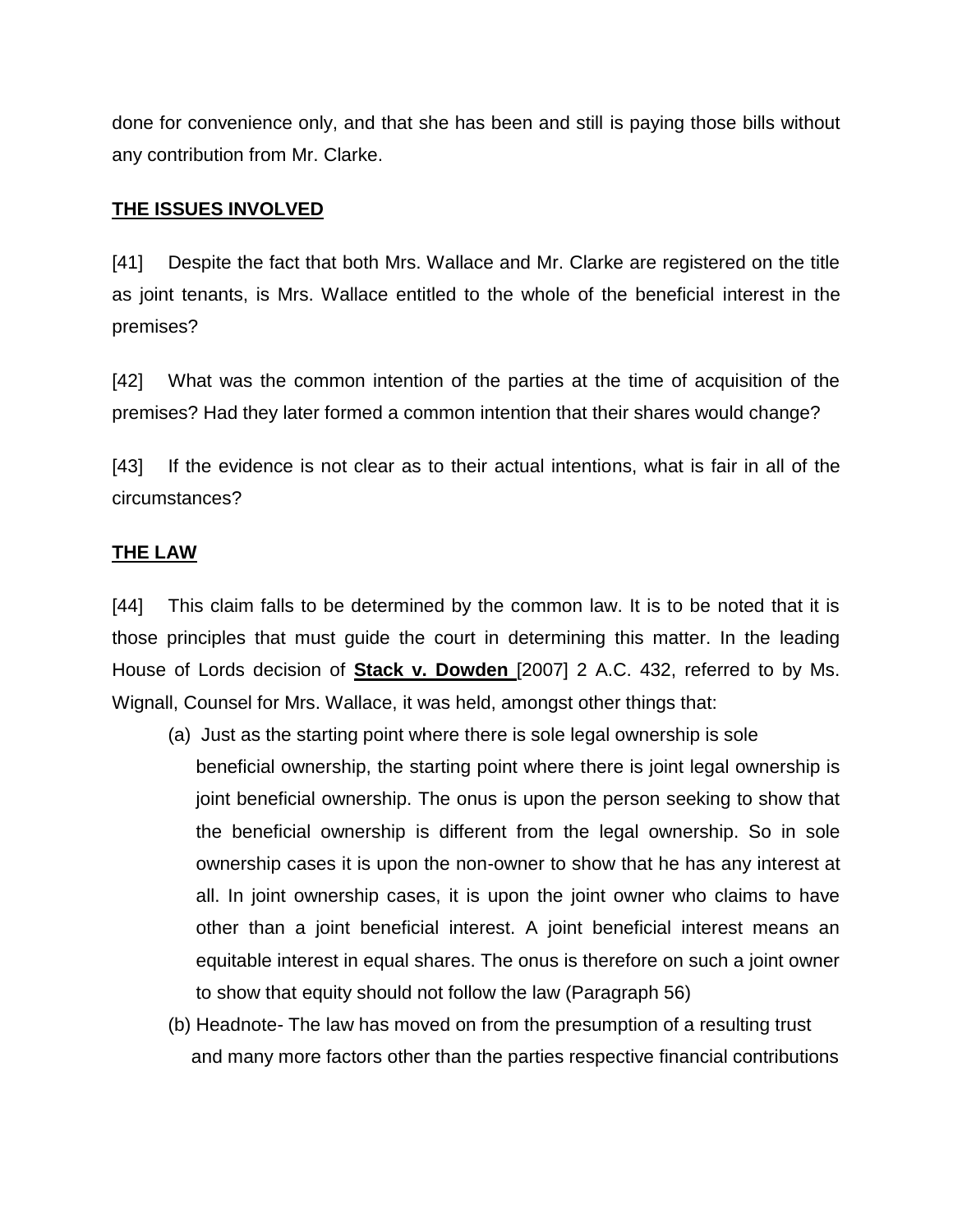done for convenience only, and that she has been and still is paying those bills without any contribution from Mr. Clarke.

## THE ISSUES INVOLVED

[41] Despite the fact that both Mrs. Wallace and Mr. Clarke are registered on the title as joint tenants, is Mrs. Wallace entitled to the whole of the beneficial interest in the premises?

[42] What was the common intention of the parties at the time of acquisition of the premises? Had they later formed a common intention that their shares would change?

[43] If the evidence is not clear as to their actual intentions, what is fair in all of the circumstances?

## THE LAW

[44] This claim falls to be determined by the common law. It is to be noted that it is those principles that must guide the court in determining this matter. In the leading House of Lords decision of **Stack v. Dowden** [2007] 2 A.C. 432, referred to by Ms. Wignall, Counsel for Mrs. Wallace, it was held, amongst other things that:

(a) Just as the starting point where there is sole legal ownership is sole beneficial ownership, the starting point where there is joint legal ownership is joint beneficial ownership. The onus is upon the person seeking to show that the beneficial ownership is different from the legal ownership. So in sole ownership cases it is upon the non-owner to show that he has any interest at all. In joint ownership cases, it is upon the joint owner who claims to have other than a joint beneficial interest. A joint beneficial interest means an equitable interest in equal shares. The onus is therefore on such a joint owner to show that equity should not follow the law (Paragraph 56)

(b) Headnote- The law has moved on from the presumption of a resulting trust and many more factors other than the parties respective financial contributions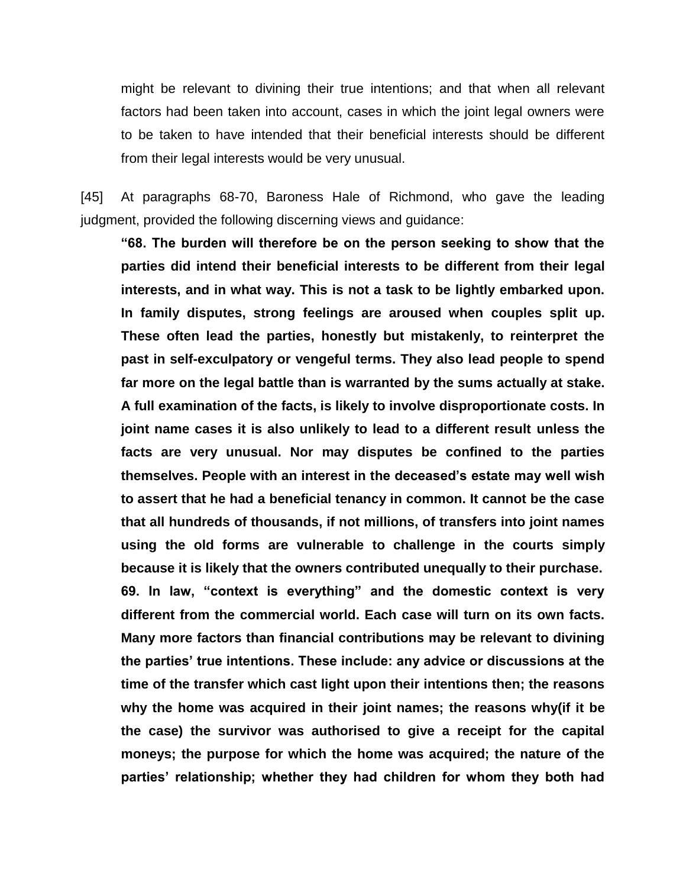might be relevant to divining their true intentions; and that when all relevant factors had been taken into account, cases in which the joint legal owners were to be taken to have intended that their beneficial interests should be different from their legal interests would be very unusual.

[45] At paragraphs 68-70, Baroness Hale of Richmond, who gave the leading judgment, provided the following discerning views and guidance:

> **"68. The burden will therefore be on the person seeking to show that the parties did intend their beneficial interests to be different from their legal interests, and in what way. This is not a task to be lightly embarked upon. In family disputes, strong feelings are aroused when couples split up. These often lead the parties, honestly but mistakenly, to reinterpret the past in self-exculpatory or vengeful terms. They also lead people to spend far more on the legal battle than is warranted by the sums actually at stake. A full examination of the facts, is likely to involve disproportionate costs. In joint name cases it is also unlikely to lead to a different result unless the facts are very unusual. Nor may disputes be confined to the parties themselves. People with an interest in the deceased's estate may well wish to assert that he had a beneficial tenancy in common. It cannot be the case that all hundreds of thousands, if not millions, of transfers into joint names using the old forms are vulnerable to challenge in the courts simply because it is likely that the owners contributed unequally to their purchase.**
>
> **69. In law, "context is everything" and the domestic context is very different from the commercial world. Each case will turn on its own facts. Many more factors than financial contributions may be relevant to divining the parties' true intentions. These include: any advice or discussions at the time of the transfer which cast light upon their intentions then; the reasons why the home was acquired in their joint names; the reasons why(if it be the case) the survivor was authorised to give a receipt for the capital moneys; the purpose for which the home was acquired; the nature of the parties' relationship; whether they had children for whom they both had**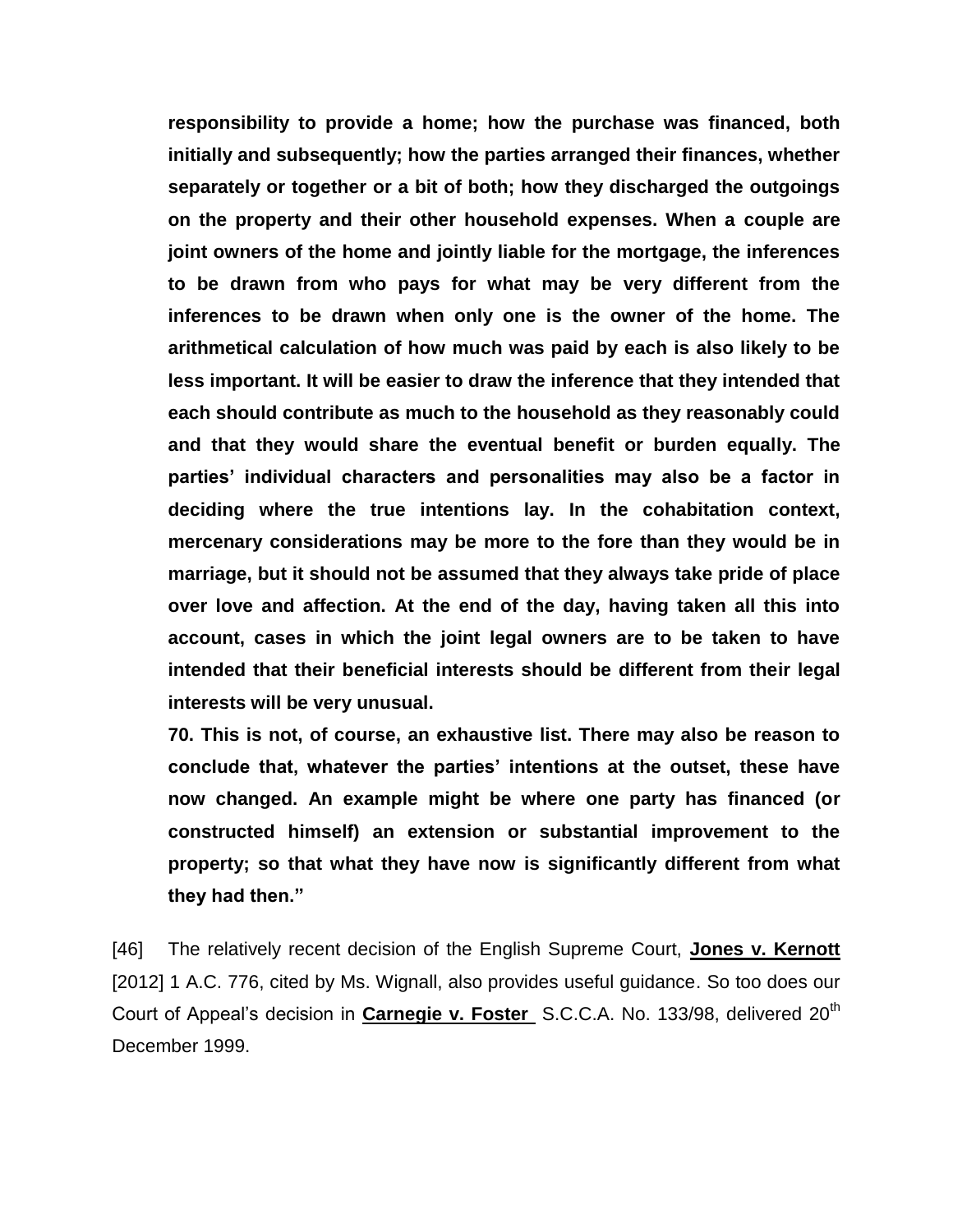**responsibility to provide a home; how the purchase was financed, both initially and subsequently; how the parties arranged their finances, whether separately or together or a bit of both; how they discharged the outgoings on the property and their other household expenses. When a couple are joint owners of the home and jointly liable for the mortgage, the inferences to be drawn from who pays for what may be very different from the inferences to be drawn when only one is the owner of the home. The arithmetical calculation of how much was paid by each is also likely to be less important. It will be easier to draw the inference that they intended that each should contribute as much to the household as they reasonably could and that they would share the eventual benefit or burden equally. The parties' individual characters and personalities may also be a factor in deciding where the true intentions lay. In the cohabitation context, mercenary considerations may be more to the fore than they would be in marriage, but it should not be assumed that they always take pride of place over love and affection. At the end of the day, having taken all this into account, cases in which the joint legal owners are to be taken to have intended that their beneficial interests should be different from their legal interests will be very unusual.**

**70. This is not, of course, an exhaustive list. There may also be reason to conclude that, whatever the parties' intentions at the outset, these have now changed. An example might be where one party has financed (or constructed himself) an extension or substantial improvement to the property; so that what they have now is significantly different from what they had then."**

[46] The relatively recent decision of the English Supreme Court, **Jones v. Kernott** [2012] 1 A.C. 776, cited by Ms. Wignall, also provides useful guidance. So too does our Court of Appeal's decision in **Carnegie v. Foster** S.C.C.A. No. 133/98, delivered 20th December 1999.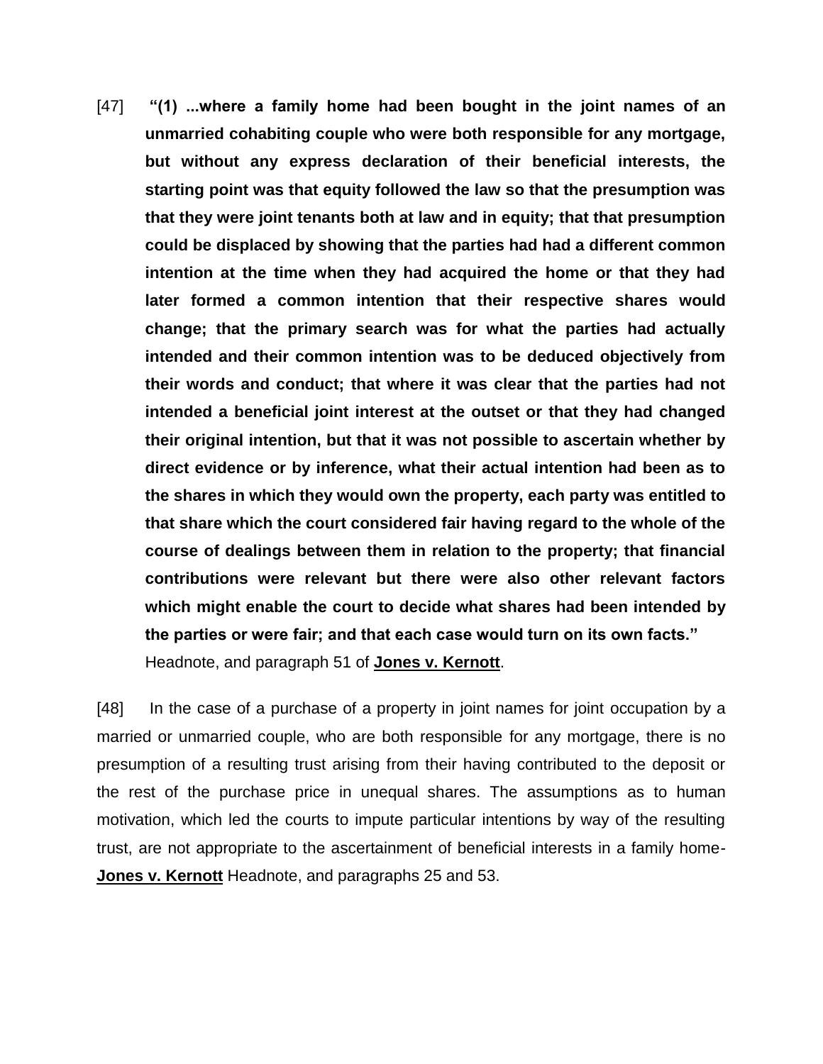[47] **"(1) ...where a family home had been bought in the joint names of an unmarried cohabiting couple who were both responsible for any mortgage, but without any express declaration of their beneficial interests, the starting point was that equity followed the law so that the presumption was that they were joint tenants both at law and in equity; that that presumption could be displaced by showing that the parties had had a different common intention at the time when they had acquired the home or that they had later formed a common intention that their respective shares would change; that the primary search was for what the parties had actually intended and their common intention was to be deduced objectively from their words and conduct; that where it was clear that the parties had not intended a beneficial joint interest at the outset or that they had changed their original intention, but that it was not possible to ascertain whether by direct evidence or by inference, what their actual intention had been as to the shares in which they would own the property, each party was entitled to that share which the court considered fair having regard to the whole of the course of dealings between them in relation to the property; that financial contributions were relevant but there were also other relevant factors which might enable the court to decide what shares had been intended by the parties or were fair; and that each case would turn on its own facts."** Headnote, and paragraph 51 of **Jones v. Kernott**.

[48] In the case of a purchase of a property in joint names for joint occupation by a married or unmarried couple, who are both responsible for any mortgage, there is no presumption of a resulting trust arising from their having contributed to the deposit or the rest of the purchase price in unequal shares. The assumptions as to human motivation, which led the courts to impute particular intentions by way of the resulting trust, are not appropriate to the ascertainment of beneficial interests in a family home- **Jones v. Kernott** Headnote, and paragraphs 25 and 53.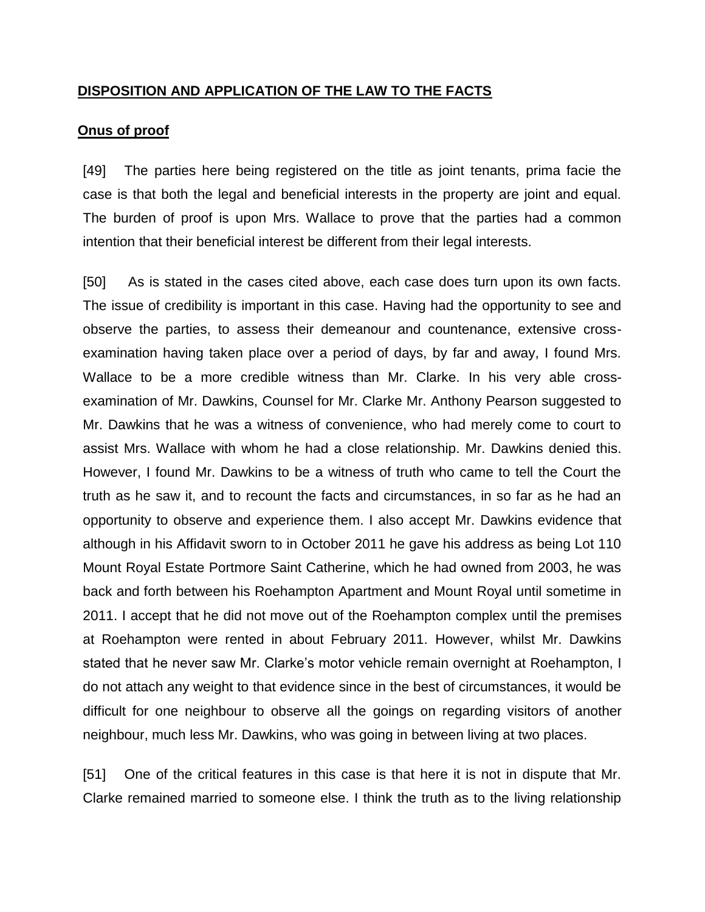## **DISPOSITION AND APPLICATION OF THE LAW TO THE FACTS**

### **Onus of proof**

[49] The parties here being registered on the title as joint tenants, prima facie the case is that both the legal and beneficial interests in the property are joint and equal. The burden of proof is upon Mrs. Wallace to prove that the parties had a common intention that their beneficial interest be different from their legal interests.

[50] As is stated in the cases cited above, each case does turn upon its own facts. The issue of credibility is important in this case. Having had the opportunity to see and observe the parties, to assess their demeanour and countenance, extensive cross-examination having taken place over a period of days, by far and away, I found Mrs. Wallace to be a more credible witness than Mr. Clarke. In his very able cross-examination of Mr. Dawkins, Counsel for Mr. Clarke Mr. Anthony Pearson suggested to Mr. Dawkins that he was a witness of convenience, who had merely come to court to assist Mrs. Wallace with whom he had a close relationship. Mr. Dawkins denied this. However, I found Mr. Dawkins to be a witness of truth who came to tell the Court the truth as he saw it, and to recount the facts and circumstances, in so far as he had an opportunity to observe and experience them. I also accept Mr. Dawkins evidence that although in his Affidavit sworn to in October 2011 he gave his address as being Lot 110 Mount Royal Estate Portmore Saint Catherine, which he had owned from 2003, he was back and forth between his Roehampton Apartment and Mount Royal until sometime in 2011. I accept that he did not move out of the Roehampton complex until the premises at Roehampton were rented in about February 2011. However, whilst Mr. Dawkins stated that he never saw Mr. Clarke's motor vehicle remain overnight at Roehampton, I do not attach any weight to that evidence since in the best of circumstances, it would be difficult for one neighbour to observe all the goings on regarding visitors of another neighbour, much less Mr. Dawkins, who was going in between living at two places.

[51] One of the critical features in this case is that here it is not in dispute that Mr. Clarke remained married to someone else. I think the truth as to the living relationship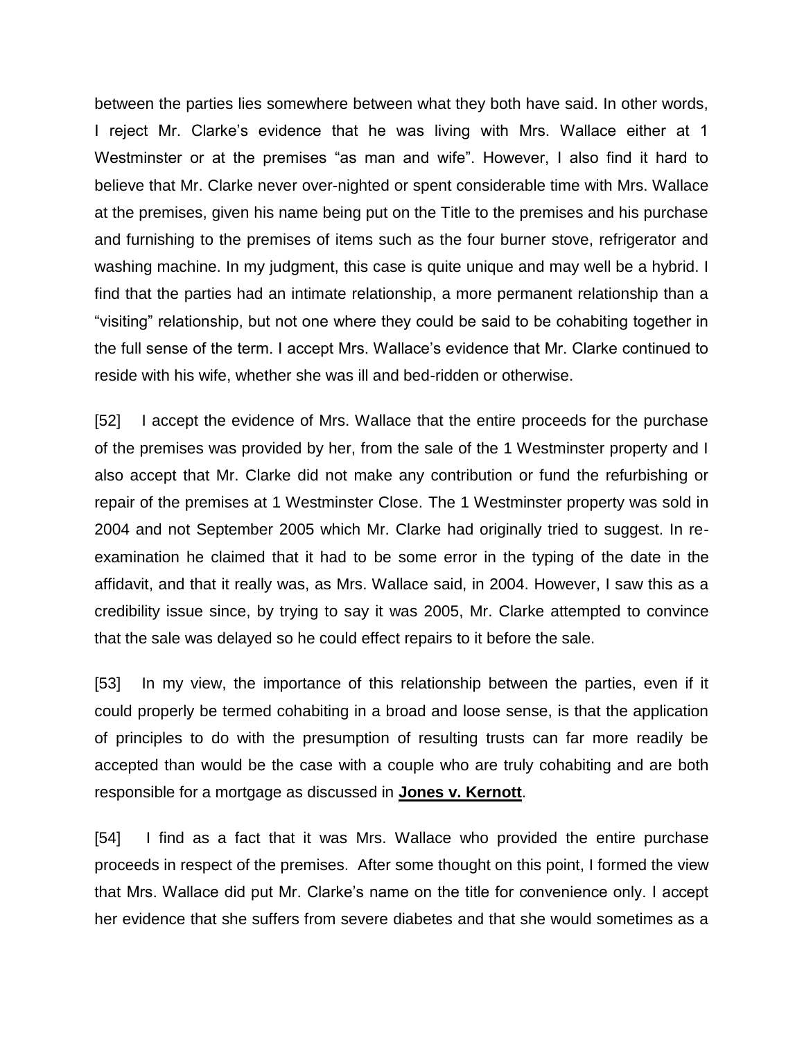between the parties lies somewhere between what they both have said. In other words, I reject Mr. Clarke's evidence that he was living with Mrs. Wallace either at 1 Westminster or at the premises "as man and wife". However, I also find it hard to believe that Mr. Clarke never over-nighted or spent considerable time with Mrs. Wallace at the premises, given his name being put on the Title to the premises and his purchase and furnishing to the premises of items such as the four burner stove, refrigerator and washing machine. In my judgment, this case is quite unique and may well be a hybrid. I find that the parties had an intimate relationship, a more permanent relationship than a "visiting" relationship, but not one where they could be said to be cohabiting together in the full sense of the term. I accept Mrs. Wallace's evidence that Mr. Clarke continued to reside with his wife, whether she was ill and bed-ridden or otherwise.

[52] I accept the evidence of Mrs. Wallace that the entire proceeds for the purchase of the premises was provided by her, from the sale of the 1 Westminster property and I also accept that Mr. Clarke did not make any contribution or fund the refurbishing or repair of the premises at 1 Westminster Close. The 1 Westminster property was sold in 2004 and not September 2005 which Mr. Clarke had originally tried to suggest. In re-examination he claimed that it had to be some error in the typing of the date in the affidavit, and that it really was, as Mrs. Wallace said, in 2004. However, I saw this as a credibility issue since, by trying to say it was 2005, Mr. Clarke attempted to convince that the sale was delayed so he could effect repairs to it before the sale.

[53] In my view, the importance of this relationship between the parties, even if it could properly be termed cohabiting in a broad and loose sense, is that the application of principles to do with the presumption of resulting trusts can far more readily be accepted than would be the case with a couple who are truly cohabiting and are both responsible for a mortgage as discussed in **Jones v. Kernott**.

[54] I find as a fact that it was Mrs. Wallace who provided the entire purchase proceeds in respect of the premises. After some thought on this point, I formed the view that Mrs. Wallace did put Mr. Clarke's name on the title for convenience only. I accept her evidence that she suffers from severe diabetes and that she would sometimes as a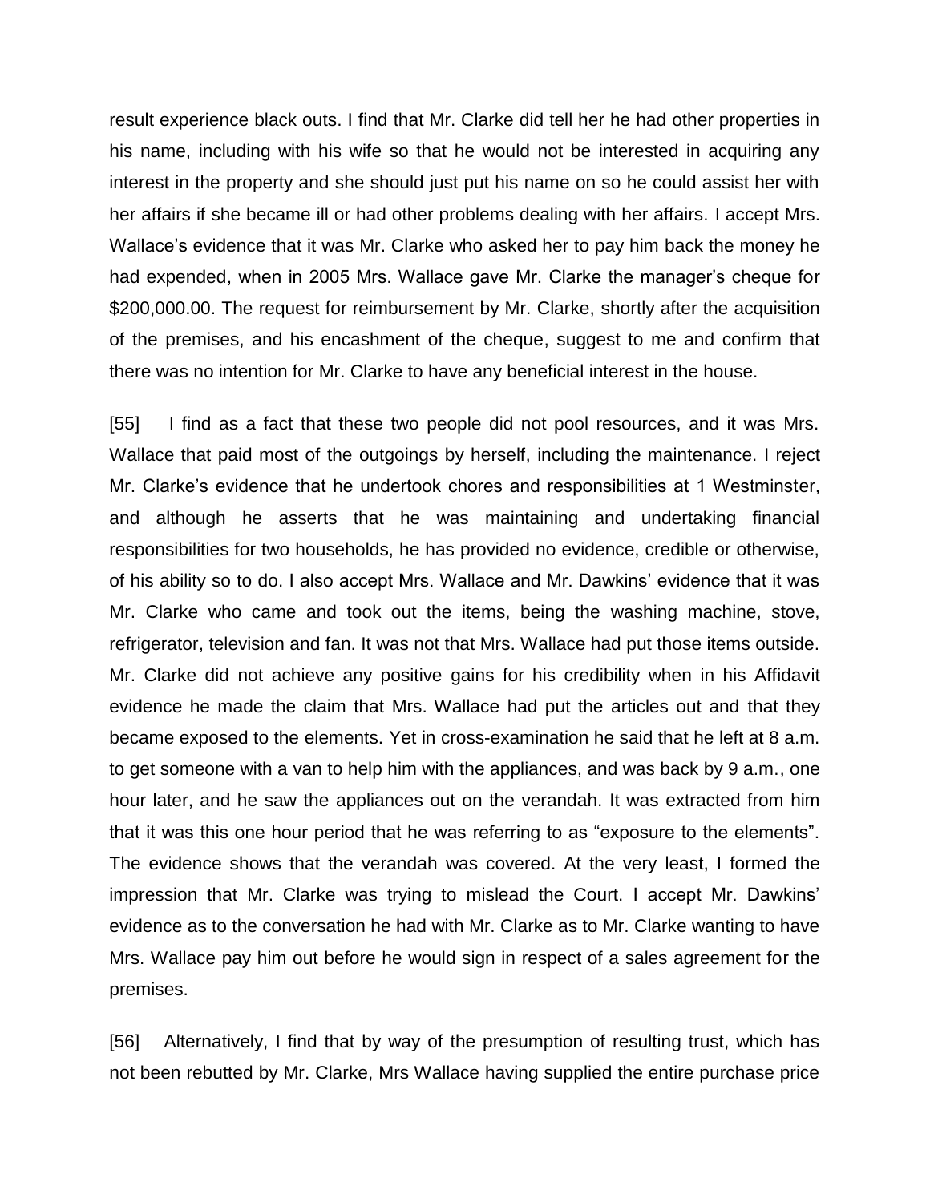result experience black outs. I find that Mr. Clarke did tell her he had other properties in his name, including with his wife so that he would not be interested in acquiring any interest in the property and she should just put his name on so he could assist her with her affairs if she became ill or had other problems dealing with her affairs. I accept Mrs. Wallace's evidence that it was Mr. Clarke who asked her to pay him back the money he had expended, when in 2005 Mrs. Wallace gave Mr. Clarke the manager's cheque for $200,000.00. The request for reimbursement by Mr. Clarke, shortly after the acquisition of the premises, and his encashment of the cheque, suggest to me and confirm that there was no intention for Mr. Clarke to have any beneficial interest in the house.

[55] I find as a fact that these two people did not pool resources, and it was Mrs. Wallace that paid most of the outgoings by herself, including the maintenance. I reject Mr. Clarke's evidence that he undertook chores and responsibilities at 1 Westminster, and although he asserts that he was maintaining and undertaking financial responsibilities for two households, he has provided no evidence, credible or otherwise, of his ability so to do. I also accept Mrs. Wallace and Mr. Dawkins' evidence that it was Mr. Clarke who came and took out the items, being the washing machine, stove, refrigerator, television and fan. It was not that Mrs. Wallace had put those items outside. Mr. Clarke did not achieve any positive gains for his credibility when in his Affidavit evidence he made the claim that Mrs. Wallace had put the articles out and that they became exposed to the elements. Yet in cross-examination he said that he left at 8 a.m. to get someone with a van to help him with the appliances, and was back by 9 a.m., one hour later, and he saw the appliances out on the verandah. It was extracted from him that it was this one hour period that he was referring to as "exposure to the elements". The evidence shows that the verandah was covered. At the very least, I formed the impression that Mr. Clarke was trying to mislead the Court. I accept Mr. Dawkins' evidence as to the conversation he had with Mr. Clarke as to Mr. Clarke wanting to have Mrs. Wallace pay him out before he would sign in respect of a sales agreement for the premises.

[56] Alternatively, I find that by way of the presumption of resulting trust, which has not been rebutted by Mr. Clarke, Mrs Wallace having supplied the entire purchase price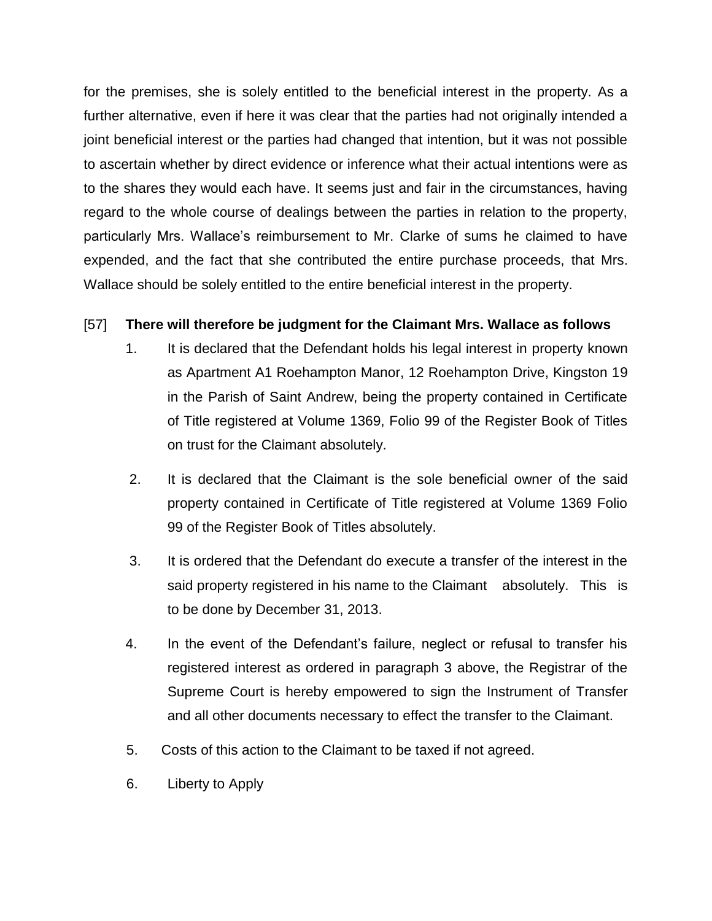for the premises, she is solely entitled to the beneficial interest in the property. As a further alternative, even if here it was clear that the parties had not originally intended a joint beneficial interest or the parties had changed that intention, but it was not possible to ascertain whether by direct evidence or inference what their actual intentions were as to the shares they would each have. It seems just and fair in the circumstances, having regard to the whole course of dealings between the parties in relation to the property, particularly Mrs. Wallace's reimbursement to Mr. Clarke of sums he claimed to have expended, and the fact that she contributed the entire purchase proceeds, that Mrs. Wallace should be solely entitled to the entire beneficial interest in the property.

[57] **There will therefore be judgment for the Claimant Mrs. Wallace as follows**

1. It is declared that the Defendant holds his legal interest in property known as Apartment A1 Roehampton Manor, 12 Roehampton Drive, Kingston 19 in the Parish of Saint Andrew, being the property contained in Certificate of Title registered at Volume 1369, Folio 99 of the Register Book of Titles on trust for the Claimant absolutely.

2. It is declared that the Claimant is the sole beneficial owner of the said property contained in Certificate of Title registered at Volume 1369 Folio 99 of the Register Book of Titles absolutely.

3. It is ordered that the Defendant do execute a transfer of the interest in the said property registered in his name to the Claimant absolutely. This is to be done by December 31, 2013.

4. In the event of the Defendant's failure, neglect or refusal to transfer his registered interest as ordered in paragraph 3 above, the Registrar of the Supreme Court is hereby empowered to sign the Instrument of Transfer and all other documents necessary to effect the transfer to the Claimant.

5. Costs of this action to the Claimant to be taxed if not agreed.

6. Liberty to Apply